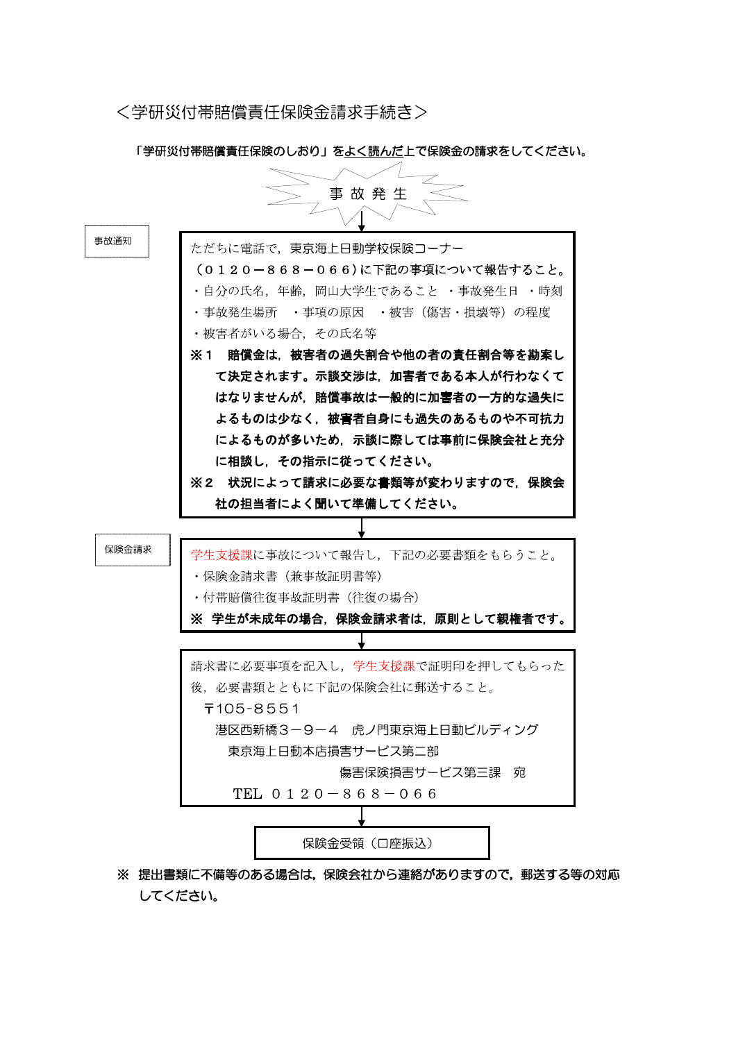# ＜学研災付帯賠償責任保険金請求手続き＞

**「学研災付帯賠償責任保険のしおり」をよく読んだ上で保険金の請求をしてください。**

事 故 発 生

↓

**事故通知**

ただちに電話で，東京海上日動学校保険コーナー
（０１２０－８６８－０６６）に下記の事項について報告すること。
・自分の氏名，年齢，岡山大学生であること　・事故発生日　・時刻
・事故発生場所　・事項の原因　・被害（傷害・損壊等）の程度
・被害者がいる場合，その氏名等

**※１　賠償金は，被害者の過失割合や他の者の責任割合等を勘案して決定されます。示談交渉は，加害者である本人が行わなくてはなりませんが，賠償事故は一般的に加害者の一方的な過失によるものは少なく，被害者自身にも過失のあるものや不可抗力によるものが多いため，示談に際しては事前に保険会社と充分に相談し，その指示に従ってください。**

**※２　状況によって請求に必要な書類等が変わりますので，保険会社の担当者によく聞いて準備してください。**

↓

**保険金請求**

学生支援課に事故について報告し，下記の必要書類をもらうこと。
・保険金請求書（兼事故証明書等）
・付帯賠償往復事故証明書（往復の場合）

**※　学生が未成年の場合，保険金請求者は，原則として親権者です。**

↓

請求書に必要事項を記入し，学生支援課で証明印を押してもらった後，必要書類とともに下記の保険会社に郵送すること。

〒105-８５５１
港区西新橋３－９－４　虎ノ門東京海上日動ビルディング
東京海上日動本店損害サービス第二部
傷害保険損害サービス第三課　宛
TEL　０１２０－８６８－０６６

↓

保険金受領（口座振込）

**※　提出書類に不備等のある場合は，保険会社から連絡がありますので，郵送する等の対応してください。**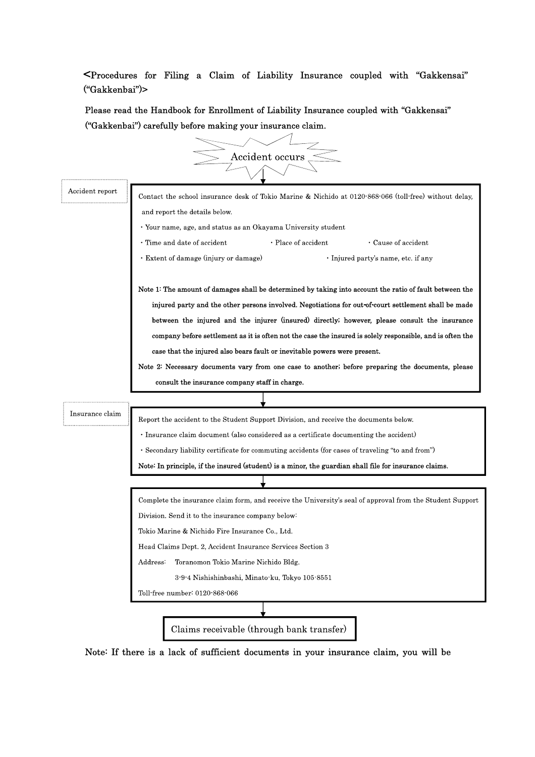## <Procedures for Filing a Claim of Liability Insurance coupled with "Gakkensai" ("Gakkenbai")>

**Please read the Handbook for Enrollment of Liability Insurance coupled with "Gakkensai" ("Gakkenbai") carefully before making your insurance claim.**

**Accident occurs**

↓

**Accident report**

Contact the school insurance desk of Tokio Marine & Nichido at 0120-868-066 (toll-free) without delay, and report the details below.

- Your name, age, and status as an Okayama University student
- Time and date of accident
- Place of accident
- Cause of accident
- Extent of damage (injury or damage)
- Injured party's name, etc. if any

**Note 1: The amount of damages shall be determined by taking into account the ratio of fault between the injured party and the other persons involved. Negotiations for out-of-court settlement shall be made between the injured and the injurer (insured) directly; however, please consult the insurance company before settlement as it is often not the case the insured is solely responsible, and is often the case that the injured also bears fault or inevitable powers were present.**

**Note 2: Necessary documents vary from one case to another; before preparing the documents, please consult the insurance company staff in charge.**

↓

**Insurance claim**

Report the accident to the Student Support Division, and receive the documents below.

- Insurance claim document (also considered as a certificate documenting the accident)
- Secondary liability certificate for commuting accidents (for cases of traveling "to and from")

**Note: In principle, if the insured (student) is a minor, the guardian shall file for insurance claims.**

↓

Complete the insurance claim form, and receive the University's seal of approval from the Student Support Division. Send it to the insurance company below:

Tokio Marine & Nichido Fire Insurance Co., Ltd.

Head Claims Dept. 2, Accident Insurance Services Section 3

Address: Toranomon Tokio Marine Nichido Bldg.

3-9-4 Nishishinbashi, Minato-ku, Tokyo 105-8551

Toll-free number: 0120-868-066

↓

**Claims receivable (through bank transfer)**

**Note: If there is a lack of sufficient documents in your insurance claim, you will be**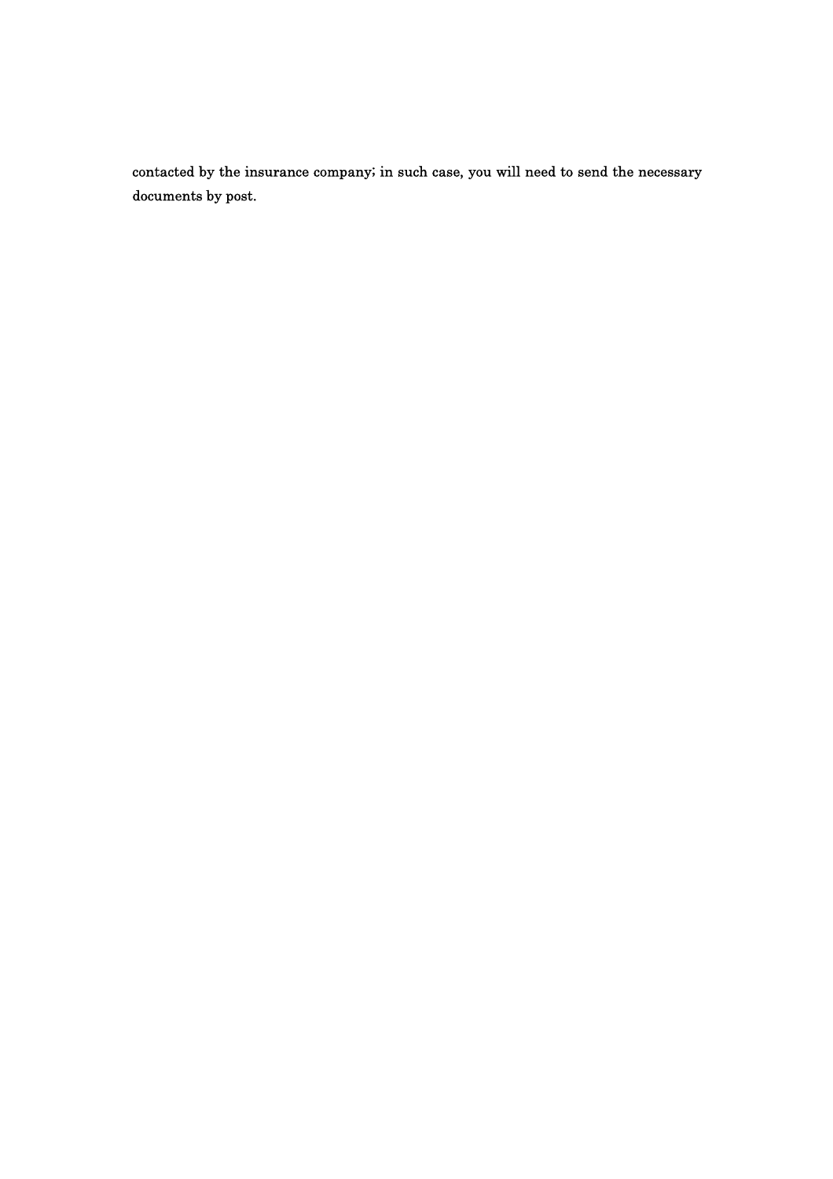contacted by the insurance company; in such case, you will need to send the necessary documents by post.